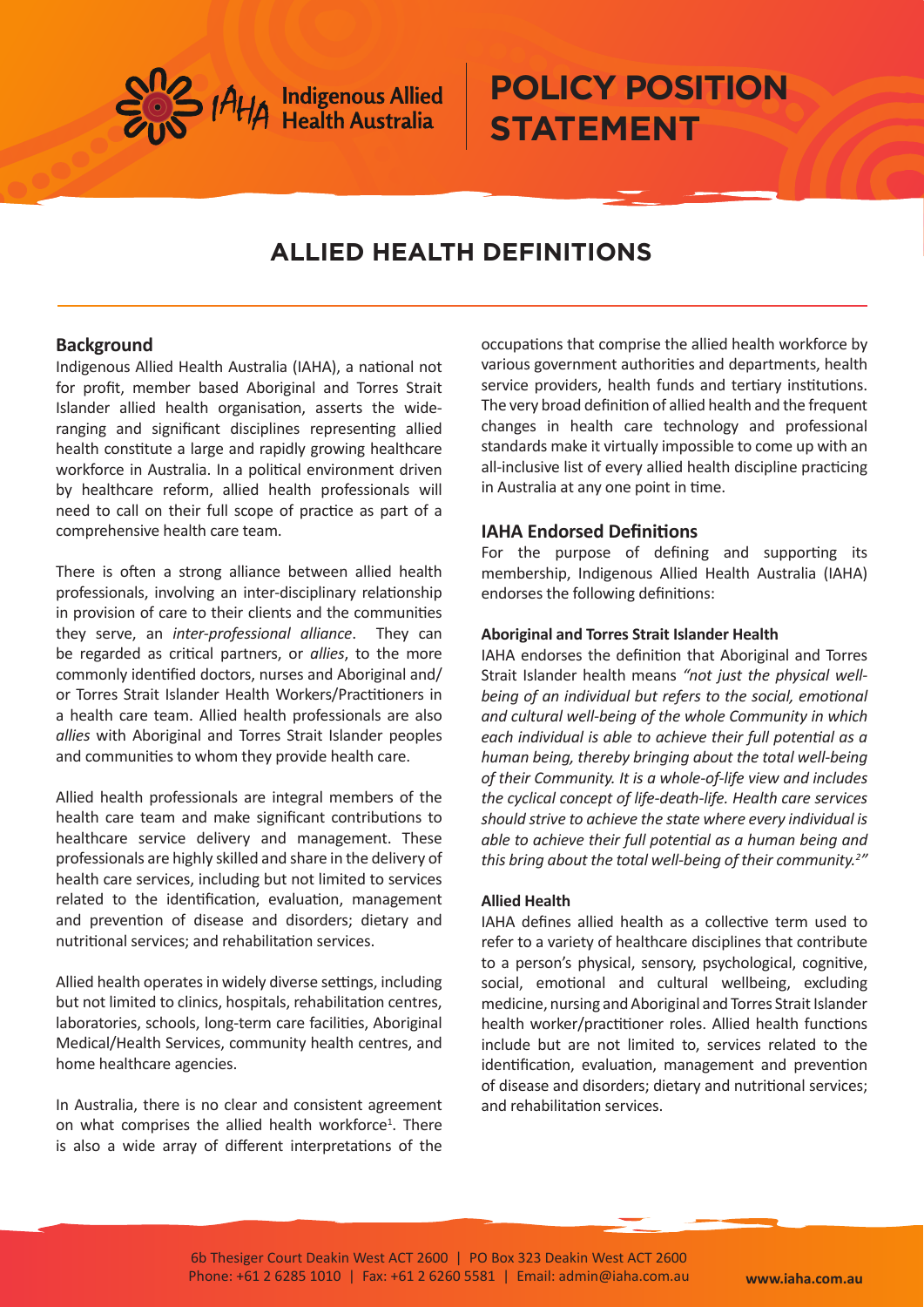# POLICY POSITION STATEMENT

## ALLIED HEALTH DEFINITIONS

### Background

Indigenous Allied Health Australia (IAHA), a national not for profit, member based Aboriginal and Torres Strait Islander allied health organisation, asserts the wide-ranging and significant disciplines representing allied health constitute a large and rapidly growing healthcare workforce in Australia. In a political environment driven by healthcare reform, allied health professionals will need to call on their full scope of practice as part of a comprehensive health care team.

There is often a strong alliance between allied health professionals, involving an inter-disciplinary relationship in provision of care to their clients and the communities they serve, an *inter-professional alliance*. They can be regarded as critical partners, or *allies*, to the more commonly identified doctors, nurses and Aboriginal and/or Torres Strait Islander Health Workers/Practitioners in a health care team. Allied health professionals are also *allies* with Aboriginal and Torres Strait Islander peoples and communities to whom they provide health care.

Allied health professionals are integral members of the health care team and make significant contributions to healthcare service delivery and management. These professionals are highly skilled and share in the delivery of health care services, including but not limited to services related to the identification, evaluation, management and prevention of disease and disorders; dietary and nutritional services; and rehabilitation services.

Allied health operates in widely diverse settings, including but not limited to clinics, hospitals, rehabilitation centres, laboratories, schools, long-term care facilities, Aboriginal Medical/Health Services, community health centres, and home healthcare agencies.

In Australia, there is no clear and consistent agreement on what comprises the allied health workforce[1]. There is also a wide array of different interpretations of the occupations that comprise the allied health workforce by various government authorities and departments, health service providers, health funds and tertiary institutions. The very broad definition of allied health and the frequent changes in health care technology and professional standards make it virtually impossible to come up with an all-inclusive list of every allied health discipline practicing in Australia at any one point in time.

### IAHA Endorsed Definitions

For the purpose of defining and supporting its membership, Indigenous Allied Health Australia (IAHA) endorses the following definitions:

#### Aboriginal and Torres Strait Islander Health

IAHA endorses the definition that Aboriginal and Torres Strait Islander health means *"not just the physical well-being of an individual but refers to the social, emotional and cultural well-being of the whole Community in which each individual is able to achieve their full potential as a human being, thereby bringing about the total well-being of their Community. It is a whole-of-life view and includes the cyclical concept of life-death-life. Health care services should strive to achieve the state where every individual is able to achieve their full potential as a human being and this bring about the total well-being of their community.[2]"*

#### Allied Health

IAHA defines allied health as a collective term used to refer to a variety of healthcare disciplines that contribute to a person's physical, sensory, psychological, cognitive, social, emotional and cultural wellbeing, excluding medicine, nursing and Aboriginal and Torres Strait Islander health worker/practitioner roles. Allied health functions include but are not limited to, services related to the identification, evaluation, management and prevention of disease and disorders; dietary and nutritional services; and rehabilitation services.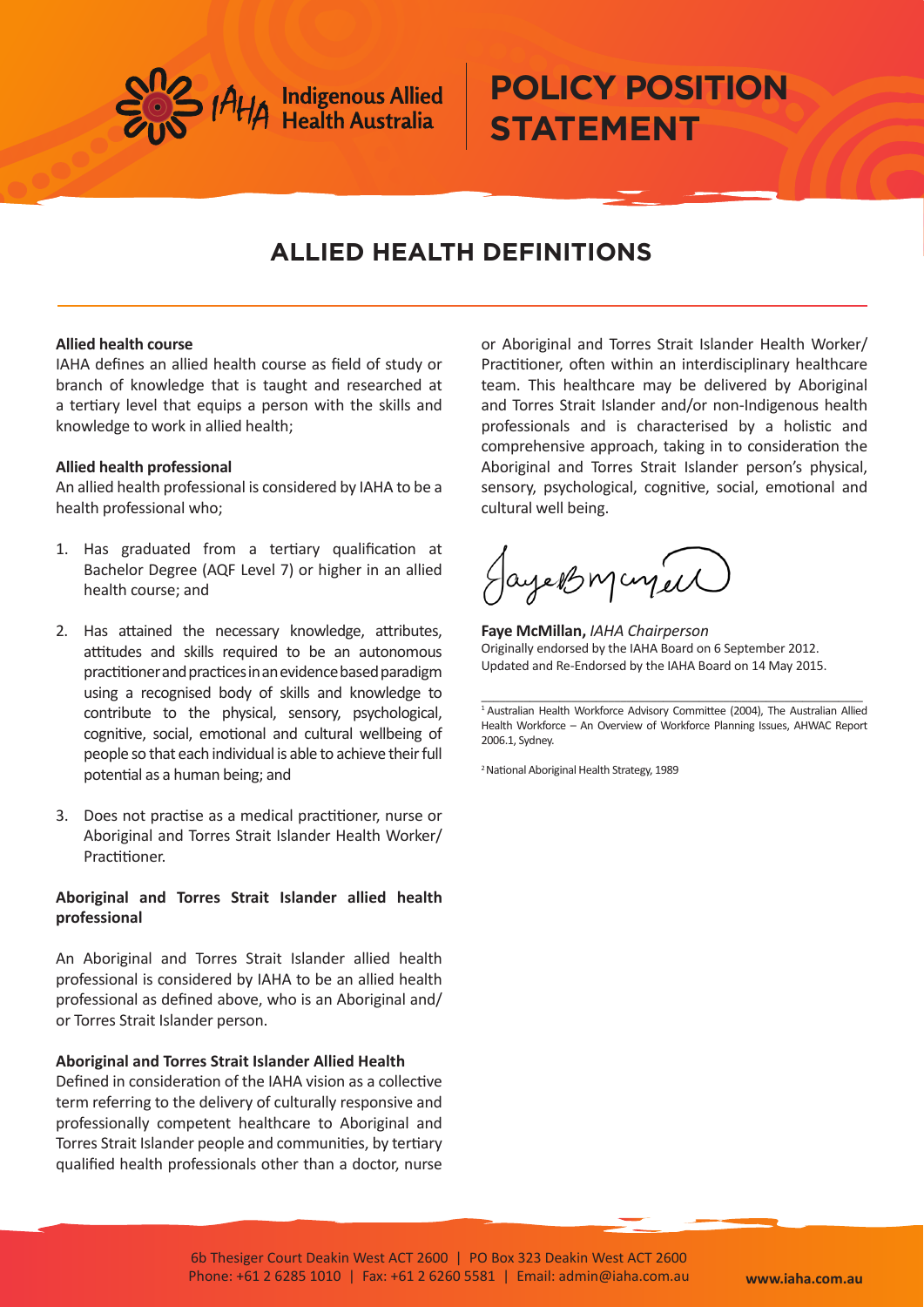# POLICY POSITION STATEMENT

## ALLIED HEALTH DEFINITIONS

**Allied health course**

IAHA defines an allied health course as field of study or branch of knowledge that is taught and researched at a tertiary level that equips a person with the skills and knowledge to work in allied health;

**Allied health professional**

An allied health professional is considered by IAHA to be a health professional who;

1. Has graduated from a tertiary qualification at Bachelor Degree (AQF Level 7) or higher in an allied health course; and
2. Has attained the necessary knowledge, attributes, attitudes and skills required to be an autonomous practitioner and practices in an evidence based paradigm using a recognised body of skills and knowledge to contribute to the physical, sensory, psychological, cognitive, social, emotional and cultural wellbeing of people so that each individual is able to achieve their full potential as a human being; and
3. Does not practise as a medical practitioner, nurse or Aboriginal and Torres Strait Islander Health Worker/ Practitioner.

**Aboriginal and Torres Strait Islander allied health professional**

An Aboriginal and Torres Strait Islander allied health professional is considered by IAHA to be an allied health professional as defined above, who is an Aboriginal and/ or Torres Strait Islander person.

**Aboriginal and Torres Strait Islander Allied Health**

Defined in consideration of the IAHA vision as a collective term referring to the delivery of culturally responsive and professionally competent healthcare to Aboriginal and Torres Strait Islander people and communities, by tertiary qualified health professionals other than a doctor, nurse or Aboriginal and Torres Strait Islander Health Worker/ Practitioner, often within an interdisciplinary healthcare team. This healthcare may be delivered by Aboriginal and Torres Strait Islander and/or non-Indigenous health professionals and is characterised by a holistic and comprehensive approach, taking in to consideration the Aboriginal and Torres Strait Islander person's physical, sensory, psychological, cognitive, social, emotional and cultural well being.

**Faye McMillan,** *IAHA Chairperson*
Originally endorsed by the IAHA Board on 6 September 2012.
Updated and Re-Endorsed by the IAHA Board on 14 May 2015.

[1] Australian Health Workforce Advisory Committee (2004), The Australian Allied Health Workforce – An Overview of Workforce Planning Issues, AHWAC Report 2006.1, Sydney.

[2] National Aboriginal Health Strategy, 1989